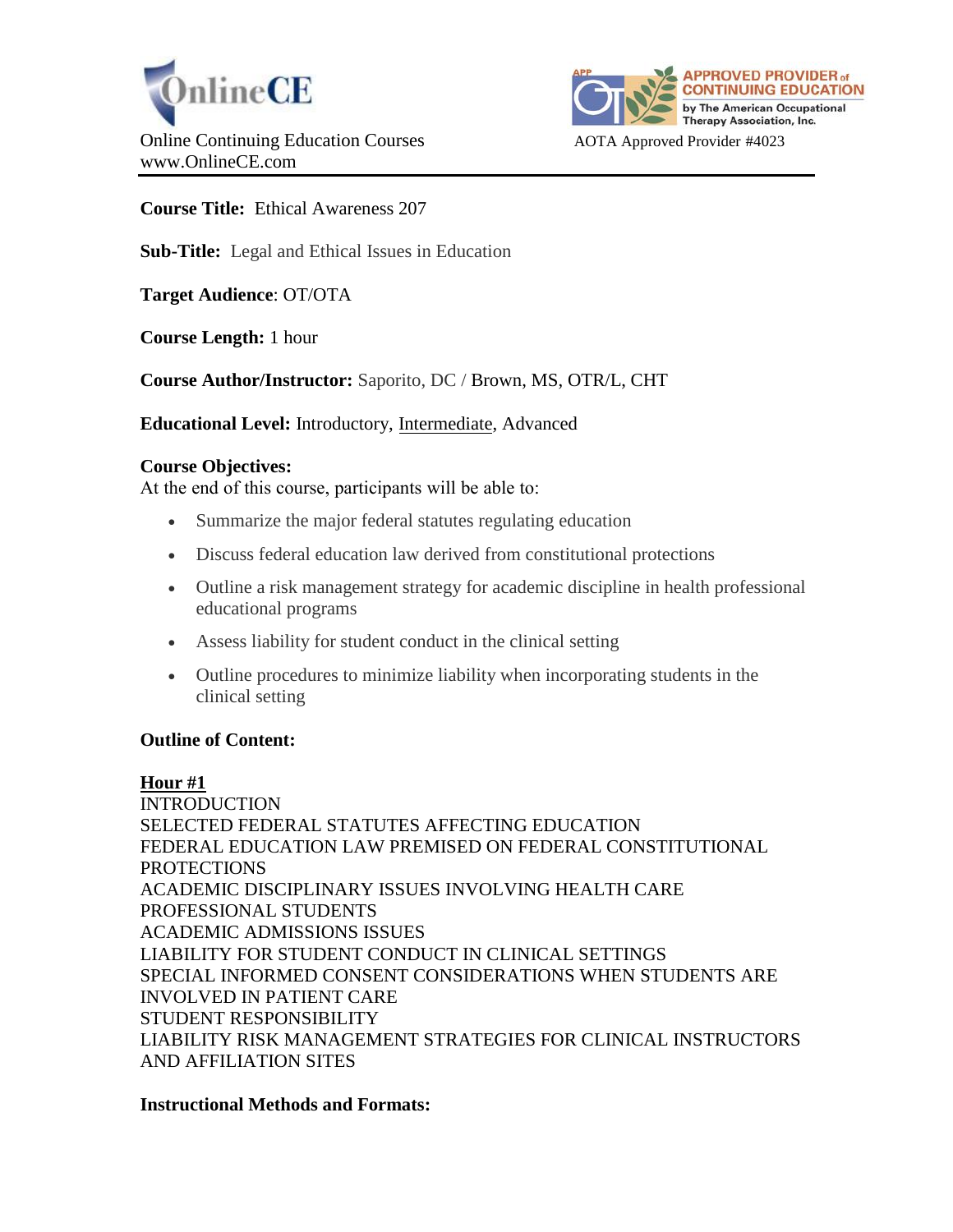OnlineCE

Online Continuing Education Courses
www.OnlineCE.com

APPROVED PROVIDER of CONTINUING EDUCATION by The American Occupational Therapy Association, Inc.

AOTA Approved Provider #4023

**Course Title:** Ethical Awareness 207

**Sub-Title:** Legal and Ethical Issues in Education

**Target Audience**: OT/OTA

**Course Length:** 1 hour

**Course Author/Instructor:** Saporito, DC / Brown, MS, OTR/L, CHT

**Educational Level:** Introductory, Intermediate, Advanced

**Course Objectives:**
At the end of this course, participants will be able to:

- Summarize the major federal statutes regulating education
- Discuss federal education law derived from constitutional protections
- Outline a risk management strategy for academic discipline in health professional educational programs
- Assess liability for student conduct in the clinical setting
- Outline procedures to minimize liability when incorporating students in the clinical setting

**Outline of Content:**

**Hour #1**
INTRODUCTION
SELECTED FEDERAL STATUTES AFFECTING EDUCATION
FEDERAL EDUCATION LAW PREMISED ON FEDERAL CONSTITUTIONAL PROTECTIONS
ACADEMIC DISCIPLINARY ISSUES INVOLVING HEALTH CARE PROFESSIONAL STUDENTS
ACADEMIC ADMISSIONS ISSUES
LIABILITY FOR STUDENT CONDUCT IN CLINICAL SETTINGS
SPECIAL INFORMED CONSENT CONSIDERATIONS WHEN STUDENTS ARE INVOLVED IN PATIENT CARE
STUDENT RESPONSIBILITY
LIABILITY RISK MANAGEMENT STRATEGIES FOR CLINICAL INSTRUCTORS AND AFFILIATION SITES

**Instructional Methods and Formats:**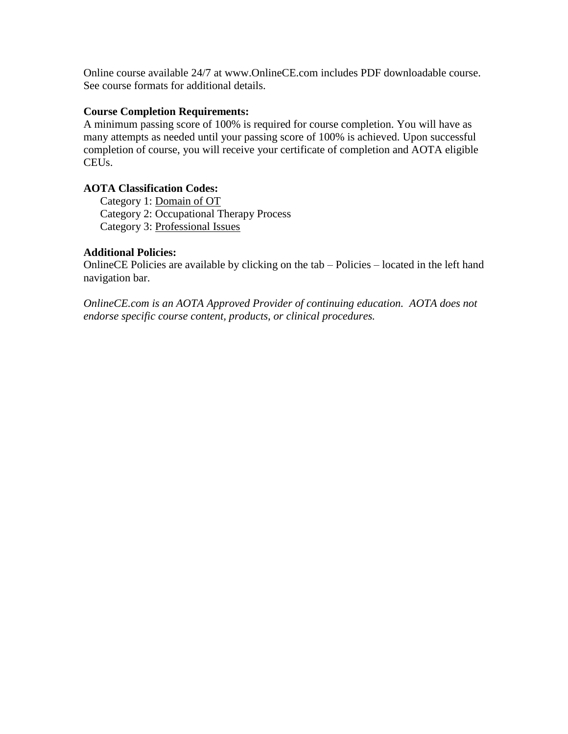Online course available 24/7 at www.OnlineCE.com includes PDF downloadable course. See course formats for additional details.

**Course Completion Requirements:**
A minimum passing score of 100% is required for course completion. You will have as many attempts as needed until your passing score of 100% is achieved. Upon successful completion of course, you will receive your certificate of completion and AOTA eligible CEUs.

**AOTA Classification Codes:**

Category 1: Domain of OT
Category 2: Occupational Therapy Process
Category 3: Professional Issues

**Additional Policies:**
OnlineCE Policies are available by clicking on the tab – Policies – located in the left hand navigation bar.

*OnlineCE.com is an AOTA Approved Provider of continuing education. AOTA does not endorse specific course content, products, or clinical procedures.*